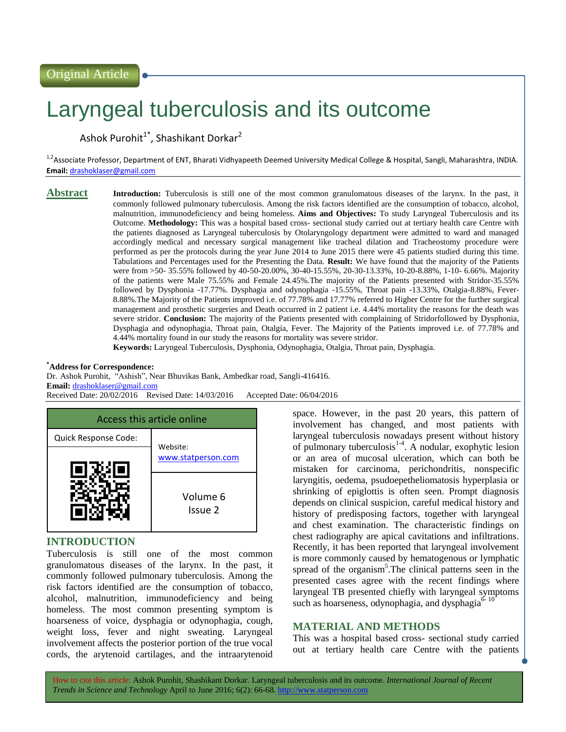Original Article

# Laryngeal tuberculosis and its outcome

Ashok Purohit[1*], Shashikant Dorkar[2]

[1,2]Associate Professor, Department of ENT, Bharati Vidhyapeeth Deemed University Medical College & Hospital, Sangli, Maharashtra, INDIA.
**Email:** drashoklaser@gmail.com

## Abstract

**Introduction:** Tuberculosis is still one of the most common granulomatous diseases of the larynx. In the past, it commonly followed pulmonary tuberculosis. Among the risk factors identified are the consumption of tobacco, alcohol, malnutrition, immunodeficiency and being homeless. **Aims and Objectives:** To study Laryngeal Tuberculosis and its Outcome. **Methodology:** This was a hospital based cross- sectional study carried out at tertiary health care Centre with the patients diagnosed as Laryngeal tuberculosis by Otolaryngology department were admitted to ward and managed accordingly medical and necessary surgical management like tracheal dilation and Tracheostomy procedure were performed as per the protocols during the year June 2014 to June 2015 there were 45 patients studied during this time. Tabulations and Percentages used for the Presenting the Data. **Result:** We have found that the majority of the Patients were from >50- 35.55% followed by 40-50-20.00%, 30-40-15.55%, 20-30-13.33%, 10-20-8.88%, 1-10- 6.66%. Majority of the patients were Male 75.55% and Female 24.45%.The majority of the Patients presented with Stridor-35.55% followed by Dysphonia -17.77%. Dysphagia and odynophagia -15.55%, Throat pain -13.33%, Otalgia-8.88%, Fever-8.88%.The Majority of the Patients improved i.e. of 77.78% and 17.77% referred to Higher Centre for the further surgical management and prosthetic surgeries and Death occurred in 2 patient i.e. 4.44% mortality the reasons for the death was severe stridor. **Conclusion:** The majority of the Patients presented with complaining of Stridorfollowed by Dysphonia, Dysphagia and odynophagia, Throat pain, Otalgia, Fever. The Majority of the Patients improved i.e. of 77.78% and 4.44% mortality found in our study the reasons for mortality was severe stridor.

**Keywords:** Laryngeal Tuberculosis, Dysphonia, Odynophagia, Otalgia, Throat pain, Dysphagia.

**\*Address for Correspondence:**
Dr. Ashok Purohit, "Ashish", Near Bhuvikas Bank, Ambedkar road, Sangli-416416.
**Email:** drashoklaser@gmail.com
Received Date: 20/02/2016 Revised Date: 14/03/2016 Accepted Date: 06/04/2016

| Access this article online | |
|---|---|
| Quick Response Code: | Website: www.statperson.com |
| | Volume 6 Issue 2 |

## INTRODUCTION

Tuberculosis is still one of the most common granulomatous diseases of the larynx. In the past, it commonly followed pulmonary tuberculosis. Among the risk factors identified are the consumption of tobacco, alcohol, malnutrition, immunodeficiency and being homeless. The most common presenting symptom is hoarseness of voice, dysphagia or odynophagia, cough, weight loss, fever and night sweating. Laryngeal involvement affects the posterior portion of the true vocal cords, the arytenoid cartilages, and the intraarytenoid space. However, in the past 20 years, this pattern of involvement has changed, and most patients with laryngeal tuberculosis nowadays present without history of pulmonary tuberculosis[1-4]. A nodular, exophytic lesion or an area of mucosal ulceration, which can both be mistaken for carcinoma, perichondritis, nonspecific laryngitis, oedema, psudoepetheliomatosis hyperplasia or shrinking of epiglottis is often seen. Prompt diagnosis depends on clinical suspicion, careful medical history and history of predisposing factors, together with laryngeal and chest examination. The characteristic findings on chest radiography are apical cavitations and infiltrations. Recently, it has been reported that laryngeal involvement is more commonly caused by hematogenous or lymphatic spread of the organism[5].The clinical patterns seen in the presented cases agree with the recent findings where laryngeal TB presented chiefly with laryngeal symptoms such as hoarseness, odynophagia, and dysphagia[6-10]

## MATERIAL AND METHODS

This was a hospital based cross- sectional study carried out at tertiary health care Centre with the patients

How to cite this article: Ashok Purohit, Shashikant Dorkar. Laryngeal tuberculosis and its outcome. *International Journal of Recent Trends in Science and Technology* April to June 2016; 6(2): 66-68. http://www.statperson.com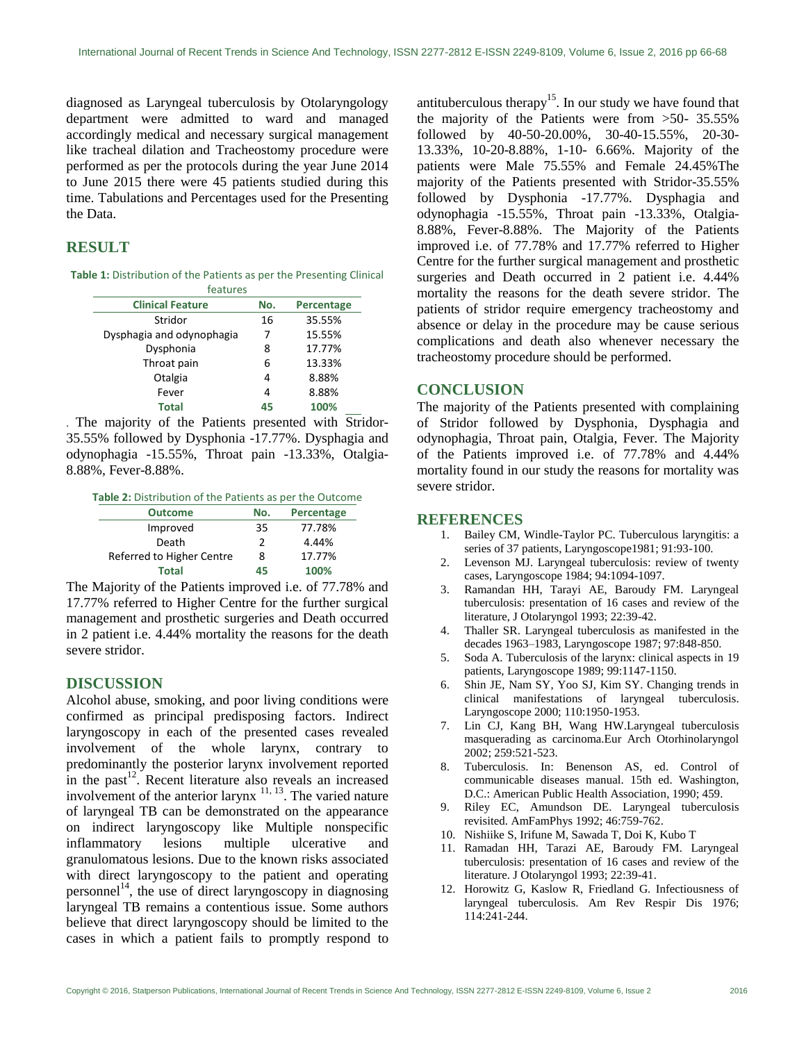diagnosed as Laryngeal tuberculosis by Otolaryngology department were admitted to ward and managed accordingly medical and necessary surgical management like tracheal dilation and Tracheostomy procedure were performed as per the protocols during the year June 2014 to June 2015 there were 45 patients studied during this time. Tabulations and Percentages used for the Presenting the Data.

## RESULT

**Table 1:** Distribution of the Patients as per the Presenting Clinical features

| Clinical Feature | No. | Percentage |
|---|---|---|
| Stridor | 16 | 35.55% |
| Dysphagia and odynophagia | 7 | 15.55% |
| Dysphonia | 8 | 17.77% |
| Throat pain | 6 | 13.33% |
| Otalgia | 4 | 8.88% |
| Fever | 4 | 8.88% |
| **Total** | **45** | **100%** |

. The majority of the Patients presented with Stridor-35.55% followed by Dysphonia -17.77%. Dysphagia and odynophagia -15.55%, Throat pain -13.33%, Otalgia-8.88%, Fever-8.88%.

**Table 2:** Distribution of the Patients as per the Outcome

| Outcome | No. | Percentage |
|---|---|---|
| Improved | 35 | 77.78% |
| Death | 2 | 4.44% |
| Referred to Higher Centre | 8 | 17.77% |
| **Total** | **45** | **100%** |

The Majority of the Patients improved i.e. of 77.78% and 17.77% referred to Higher Centre for the further surgical management and prosthetic surgeries and Death occurred in 2 patient i.e. 4.44% mortality the reasons for the death severe stridor.

## DISCUSSION

Alcohol abuse, smoking, and poor living conditions were confirmed as principal predisposing factors. Indirect laryngoscopy in each of the presented cases revealed involvement of the whole larynx, contrary to predominantly the posterior larynx involvement reported in the past[12]. Recent literature also reveals an increased involvement of the anterior larynx [11, 13]. The varied nature of laryngeal TB can be demonstrated on the appearance on indirect laryngoscopy like Multiple nonspecific inflammatory lesions multiple ulcerative and granulomatous lesions. Due to the known risks associated with direct laryngoscopy to the patient and operating personnel[14], the use of direct laryngoscopy in diagnosing laryngeal TB remains a contentious issue. Some authors believe that direct laryngoscopy should be limited to the cases in which a patient fails to promptly respond to antituberculous therapy[15]. In our study we have found that the majority of the Patients were from >50- 35.55% followed by 40-50-20.00%, 30-40-15.55%, 20-30-13.33%, 10-20-8.88%, 1-10- 6.66%. Majority of the patients were Male 75.55% and Female 24.45%The majority of the Patients presented with Stridor-35.55% followed by Dysphonia -17.77%. Dysphagia and odynophagia -15.55%, Throat pain -13.33%, Otalgia-8.88%, Fever-8.88%. The Majority of the Patients improved i.e. of 77.78% and 17.77% referred to Higher Centre for the further surgical management and prosthetic surgeries and Death occurred in 2 patient i.e. 4.44% mortality the reasons for the death severe stridor. The patients of stridor require emergency tracheostomy and absence or delay in the procedure may be cause serious complications and death also whenever necessary the tracheostomy procedure should be performed.

## CONCLUSION

The majority of the Patients presented with complaining of Stridor followed by Dysphonia, Dysphagia and odynophagia, Throat pain, Otalgia, Fever. The Majority of the Patients improved i.e. of 77.78% and 4.44% mortality found in our study the reasons for mortality was severe stridor.

## REFERENCES

1. Bailey CM, Windle-Taylor PC. Tuberculous laryngitis: a series of 37 patients, Laryngoscope1981; 91:93-100.
2. Levenson MJ. Laryngeal tuberculosis: review of twenty cases, Laryngoscope 1984; 94:1094-1097.
3. Ramandan HH, Tarayi AE, Baroudy FM. Laryngeal tuberculosis: presentation of 16 cases and review of the literature, J Otolaryngol 1993; 22:39-42.
4. Thaller SR. Laryngeal tuberculosis as manifested in the decades 1963–1983, Laryngoscope 1987; 97:848-850.
5. Soda A. Tuberculosis of the larynx: clinical aspects in 19 patients, Laryngoscope 1989; 99:1147-1150.
6. Shin JE, Nam SY, Yoo SJ, Kim SY. Changing trends in clinical manifestations of laryngeal tuberculosis. Laryngoscope 2000; 110:1950-1953.
7. Lin CJ, Kang BH, Wang HW.Laryngeal tuberculosis masquerading as carcinoma.Eur Arch Otorhinolaryngol 2002; 259:521-523.
8. Tuberculosis. In: Benenson AS, ed. Control of communicable diseases manual. 15th ed. Washington, D.C.: American Public Health Association, 1990; 459.
9. Riley EC, Amundson DE. Laryngeal tuberculosis revisited. AmFamPhys 1992; 46:759-762.
10. Nishiike S, Irifune M, Sawada T, Doi K, Kubo T
11. Ramadan HH, Tarazi AE, Baroudy FM. Laryngeal tuberculosis: presentation of 16 cases and review of the literature. J Otolaryngol 1993; 22:39-41.
12. Horowitz G, Kaslow R, Friedland G. Infectiousness of laryngeal tuberculosis. Am Rev Respir Dis 1976; 114:241-244.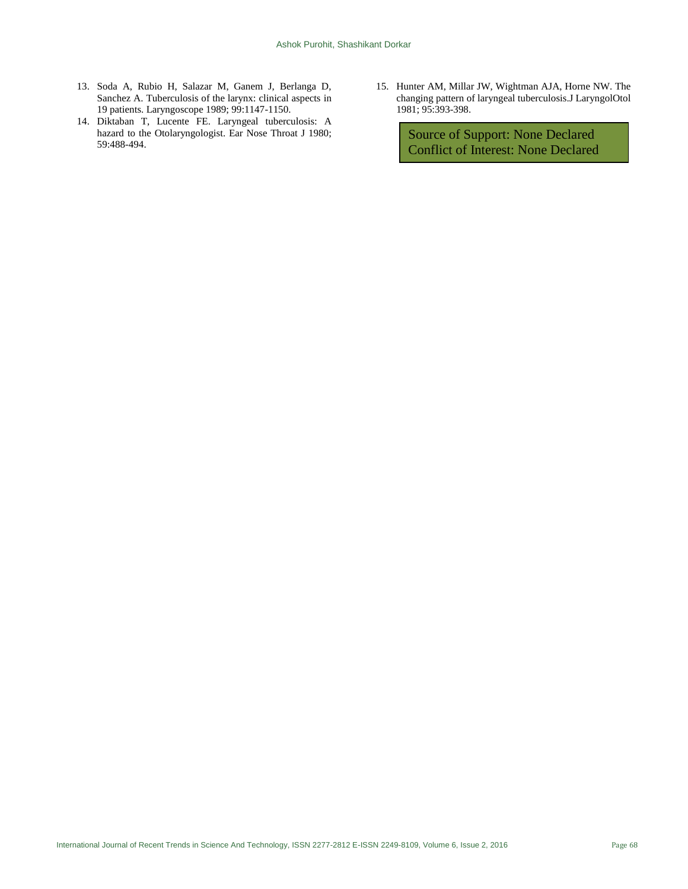13. Soda A, Rubio H, Salazar M, Ganem J, Berlanga D, Sanchez A. Tuberculosis of the larynx: clinical aspects in 19 patients. Laryngoscope 1989; 99:1147-1150.
14. Diktaban T, Lucente FE. Laryngeal tuberculosis: A hazard to the Otolaryngologist. Ear Nose Throat J 1980; 59:488-494.
15. Hunter AM, Millar JW, Wightman AJA, Horne NW. The changing pattern of laryngeal tuberculosis.J LaryngolOtol 1981; 95:393-398.

Source of Support: None Declared
Conflict of Interest: None Declared